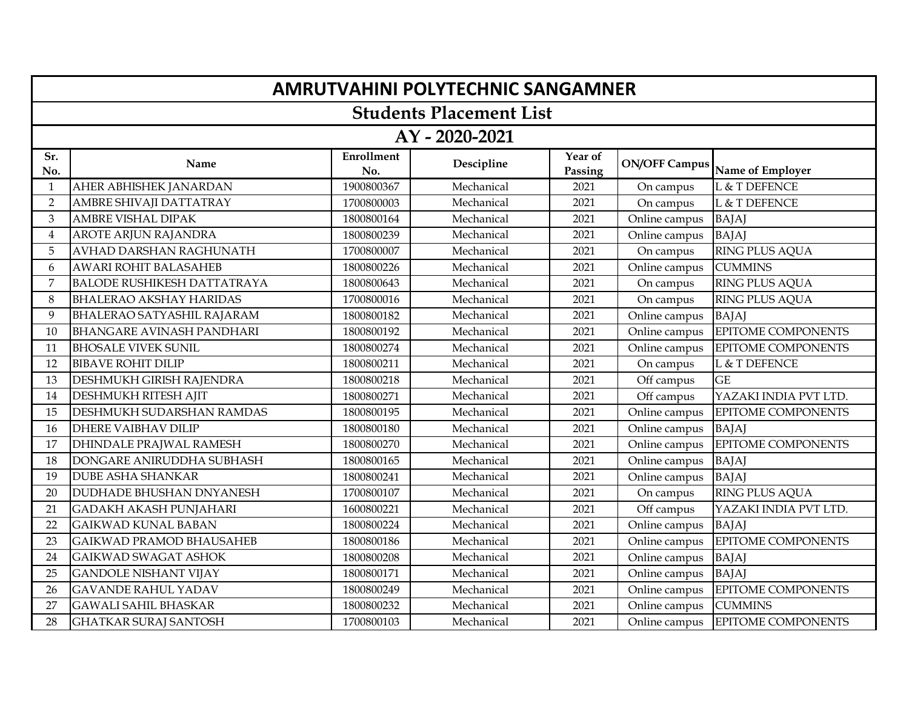# AMRUTVAHINI POLYTECHNIC SANGAMNER

## Students Placement List

## AY - 2020-2021

| Sr. No. | Name | Enrollment No. | Descipline | Year of Passing | ON/OFF Campus | Name of Employer |
|---|---|---|---|---|---|---|
| 1 | AHER ABHISHEK JANARDAN | 1900800367 | Mechanical | 2021 | On campus | L & T DEFENCE |
| 2 | AMBRE SHIVAJI DATTATRAY | 1700800003 | Mechanical | 2021 | On campus | L & T DEFENCE |
| 3 | AMBRE VISHAL DIPAK | 1800800164 | Mechanical | 2021 | Online campus | BAJAJ |
| 4 | AROTE ARJUN RAJANDRA | 1800800239 | Mechanical | 2021 | Online campus | BAJAJ |
| 5 | AVHAD DARSHAN RAGHUNATH | 1700800007 | Mechanical | 2021 | On campus | RING PLUS AQUA |
| 6 | AWARI ROHIT BALASAHEB | 1800800226 | Mechanical | 2021 | Online campus | CUMMINS |
| 7 | BALODE RUSHIKESH DATTATRAYA | 1800800643 | Mechanical | 2021 | On campus | RING PLUS AQUA |
| 8 | BHALERAO AKSHAY HARIDAS | 1700800016 | Mechanical | 2021 | On campus | RING PLUS AQUA |
| 9 | BHALERAO SATYASHIL RAJARAM | 1800800182 | Mechanical | 2021 | Online campus | BAJAJ |
| 10 | BHANGARE AVINASH PANDHARI | 1800800192 | Mechanical | 2021 | Online campus | EPITOME COMPONENTS |
| 11 | BHOSALE VIVEK SUNIL | 1800800274 | Mechanical | 2021 | Online campus | EPITOME COMPONENTS |
| 12 | BIBAVE ROHIT DILIP | 1800800211 | Mechanical | 2021 | On campus | L & T DEFENCE |
| 13 | DESHMUKH GIRISH RAJENDRA | 1800800218 | Mechanical | 2021 | Off campus | GE |
| 14 | DESHMUKH RITESH AJIT | 1800800271 | Mechanical | 2021 | Off campus | YAZAKI INDIA PVT LTD. |
| 15 | DESHMUKH SUDARSHAN RAMDAS | 1800800195 | Mechanical | 2021 | Online campus | EPITOME COMPONENTS |
| 16 | DHERE VAIBHAV DILIP | 1800800180 | Mechanical | 2021 | Online campus | BAJAJ |
| 17 | DHINDALE PRAJWAL RAMESH | 1800800270 | Mechanical | 2021 | Online campus | EPITOME COMPONENTS |
| 18 | DONGARE ANIRUDDHA SUBHASH | 1800800165 | Mechanical | 2021 | Online campus | BAJAJ |
| 19 | DUBE ASHA SHANKAR | 1800800241 | Mechanical | 2021 | Online campus | BAJAJ |
| 20 | DUDHADE BHUSHAN DNYANESH | 1700800107 | Mechanical | 2021 | On campus | RING PLUS AQUA |
| 21 | GADAKH AKASH PUNJAHARI | 1600800221 | Mechanical | 2021 | Off campus | YAZAKI INDIA PVT LTD. |
| 22 | GAIKWAD KUNAL BABAN | 1800800224 | Mechanical | 2021 | Online campus | BAJAJ |
| 23 | GAIKWAD PRAMOD BHAUSAHEB | 1800800186 | Mechanical | 2021 | Online campus | EPITOME COMPONENTS |
| 24 | GAIKWAD SWAGAT ASHOK | 1800800208 | Mechanical | 2021 | Online campus | BAJAJ |
| 25 | GANDOLE NISHANT VIJAY | 1800800171 | Mechanical | 2021 | Online campus | BAJAJ |
| 26 | GAVANDE RAHUL YADAV | 1800800249 | Mechanical | 2021 | Online campus | EPITOME COMPONENTS |
| 27 | GAWALI SAHIL BHASKAR | 1800800232 | Mechanical | 2021 | Online campus | CUMMINS |
| 28 | GHATKAR SURAJ SANTOSH | 1700800103 | Mechanical | 2021 | Online campus | EPITOME COMPONENTS |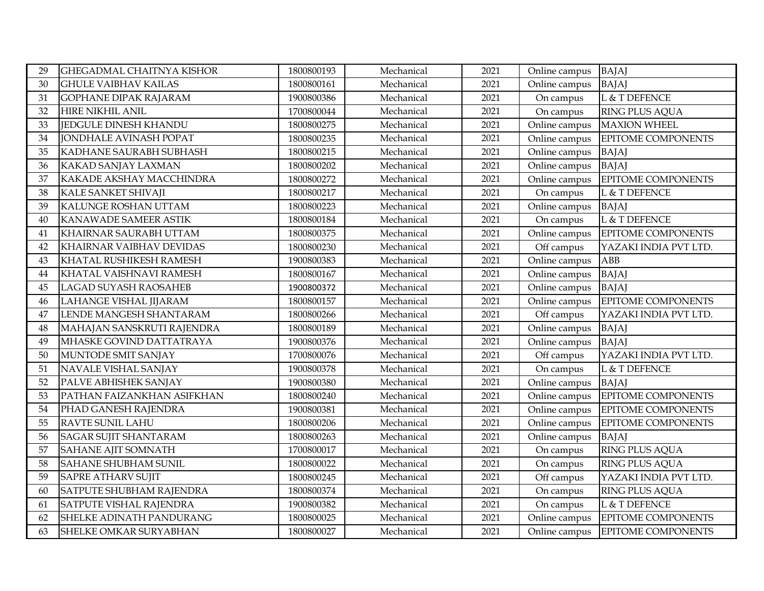| 29 | GHEGADMAL CHAITNYA KISHOR | 1800800193 | Mechanical | 2021 | Online campus | BAJAJ |
|---|---|---|---|---|---|---|
| 30 | GHULE VAIBHAV KAILAS | 1800800161 | Mechanical | 2021 | Online campus | BAJAJ |
| 31 | GOPHANE DIPAK RAJARAM | 1900800386 | Mechanical | 2021 | On campus | L & T DEFENCE |
| 32 | HIRE NIKHIL ANIL | 1700800044 | Mechanical | 2021 | On campus | RING PLUS AQUA |
| 33 | JEDGULE DINESH KHANDU | 1800800275 | Mechanical | 2021 | Online campus | MAXION WHEEL |
| 34 | JONDHALE AVINASH POPAT | 1800800235 | Mechanical | 2021 | Online campus | EPITOME COMPONENTS |
| 35 | KADHANE SAURABH SUBHASH | 1800800215 | Mechanical | 2021 | Online campus | BAJAJ |
| 36 | KAKAD SANJAY LAXMAN | 1800800202 | Mechanical | 2021 | Online campus | BAJAJ |
| 37 | KAKADE AKSHAY MACCHINDRA | 1800800272 | Mechanical | 2021 | Online campus | EPITOME COMPONENTS |
| 38 | KALE SANKET SHIVAJI | 1800800217 | Mechanical | 2021 | On campus | L & T DEFENCE |
| 39 | KALUNGE ROSHAN UTTAM | 1800800223 | Mechanical | 2021 | Online campus | BAJAJ |
| 40 | KANAWADE SAMEER ASTIK | 1800800184 | Mechanical | 2021 | On campus | L & T DEFENCE |
| 41 | KHAIRNAR SAURABH UTTAM | 1800800375 | Mechanical | 2021 | Online campus | EPITOME COMPONENTS |
| 42 | KHAIRNAR VAIBHAV DEVIDAS | 1800800230 | Mechanical | 2021 | Off campus | YAZAKI INDIA PVT LTD. |
| 43 | KHATAL RUSHIKESH RAMESH | 1900800383 | Mechanical | 2021 | Online campus | ABB |
| 44 | KHATAL VAISHNAVI RAMESH | 1800800167 | Mechanical | 2021 | Online campus | BAJAJ |
| 45 | LAGAD SUYASH RAOSAHEB | 1900800372 | Mechanical | 2021 | Online campus | BAJAJ |
| 46 | LAHANGE VISHAL JIJARAM | 1800800157 | Mechanical | 2021 | Online campus | EPITOME COMPONENTS |
| 47 | LENDE MANGESH SHANTARAM | 1800800266 | Mechanical | 2021 | Off campus | YAZAKI INDIA PVT LTD. |
| 48 | MAHAJAN SANSKRUTI RAJENDRA | 1800800189 | Mechanical | 2021 | Online campus | BAJAJ |
| 49 | MHASKE GOVIND DATTATRAYA | 1900800376 | Mechanical | 2021 | Online campus | BAJAJ |
| 50 | MUNTODE SMIT SANJAY | 1700800076 | Mechanical | 2021 | Off campus | YAZAKI INDIA PVT LTD. |
| 51 | NAVALE VISHAL SANJAY | 1900800378 | Mechanical | 2021 | On campus | L & T DEFENCE |
| 52 | PALVE ABHISHEK SANJAY | 1900800380 | Mechanical | 2021 | Online campus | BAJAJ |
| 53 | PATHAN FAIZANKHAN ASIFKHAN | 1800800240 | Mechanical | 2021 | Online campus | EPITOME COMPONENTS |
| 54 | PHAD GANESH RAJENDRA | 1900800381 | Mechanical | 2021 | Online campus | EPITOME COMPONENTS |
| 55 | RAVTE SUNIL LAHU | 1800800206 | Mechanical | 2021 | Online campus | EPITOME COMPONENTS |
| 56 | SAGAR SUJIT SHANTARAM | 1800800263 | Mechanical | 2021 | Online campus | BAJAJ |
| 57 | SAHANE AJIT SOMNATH | 1700800017 | Mechanical | 2021 | On campus | RING PLUS AQUA |
| 58 | SAHANE SHUBHAM SUNIL | 1800800022 | Mechanical | 2021 | On campus | RING PLUS AQUA |
| 59 | SAPRE ATHARV SUJIT | 1800800245 | Mechanical | 2021 | Off campus | YAZAKI INDIA PVT LTD. |
| 60 | SATPUTE SHUBHAM RAJENDRA | 1800800374 | Mechanical | 2021 | On campus | RING PLUS AQUA |
| 61 | SATPUTE VISHAL RAJENDRA | 1900800382 | Mechanical | 2021 | On campus | L & T DEFENCE |
| 62 | SHELKE ADINATH PANDURANG | 1800800025 | Mechanical | 2021 | Online campus | EPITOME COMPONENTS |
| 63 | SHELKE OMKAR SURYABHAN | 1800800027 | Mechanical | 2021 | Online campus | EPITOME COMPONENTS |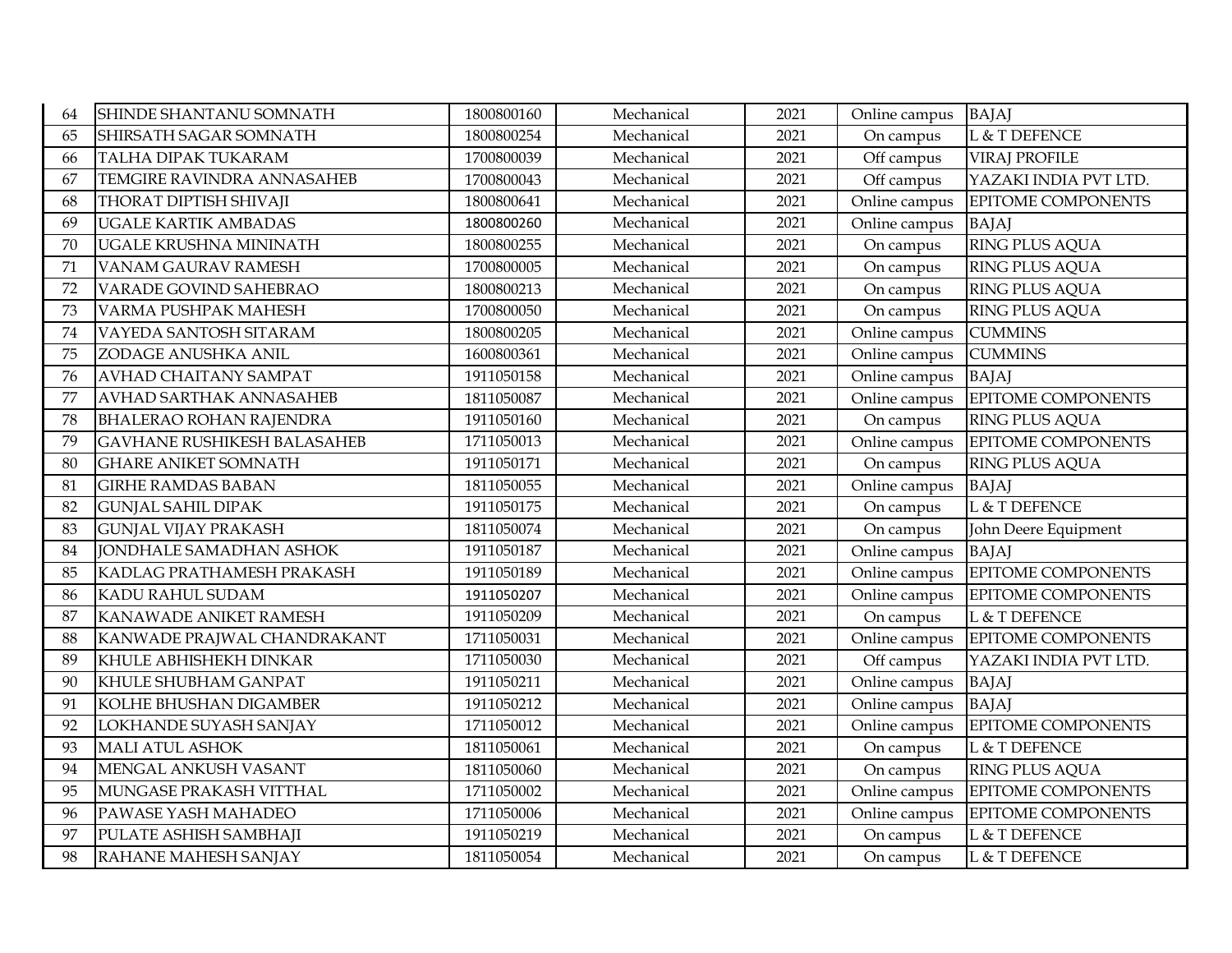| | | | | | | |
|---|---|---|---|---|---|---|
| 64 | SHINDE SHANTANU SOMNATH | 1800800160 | Mechanical | 2021 | Online campus | BAJAJ |
| 65 | SHIRSATH SAGAR SOMNATH | 1800800254 | Mechanical | 2021 | On campus | L & T DEFENCE |
| 66 | TALHA DIPAK TUKARAM | 1700800039 | Mechanical | 2021 | Off campus | VIRAJ PROFILE |
| 67 | TEMGIRE RAVINDRA ANNASAHEB | 1700800043 | Mechanical | 2021 | Off campus | YAZAKI INDIA PVT LTD. |
| 68 | THORAT DIPTISH SHIVAJI | 1800800641 | Mechanical | 2021 | Online campus | EPITOME COMPONENTS |
| 69 | UGALE KARTIK AMBADAS | 1800800260 | Mechanical | 2021 | Online campus | BAJAJ |
| 70 | UGALE KRUSHNA MININATH | 1800800255 | Mechanical | 2021 | On campus | RING PLUS AQUA |
| 71 | VANAM GAURAV RAMESH | 1700800005 | Mechanical | 2021 | On campus | RING PLUS AQUA |
| 72 | VARADE GOVIND SAHEBRAO | 1800800213 | Mechanical | 2021 | On campus | RING PLUS AQUA |
| 73 | VARMA PUSHPAK MAHESH | 1700800050 | Mechanical | 2021 | On campus | RING PLUS AQUA |
| 74 | VAYEDA SANTOSH SITARAM | 1800800205 | Mechanical | 2021 | Online campus | CUMMINS |
| 75 | ZODAGE ANUSHKA ANIL | 1600800361 | Mechanical | 2021 | Online campus | CUMMINS |
| 76 | AVHAD CHAITANY SAMPAT | 1911050158 | Mechanical | 2021 | Online campus | BAJAJ |
| 77 | AVHAD SARTHAK ANNASAHEB | 1811050087 | Mechanical | 2021 | Online campus | EPITOME COMPONENTS |
| 78 | BHALERAO ROHAN RAJENDRA | 1911050160 | Mechanical | 2021 | On campus | RING PLUS AQUA |
| 79 | GAVHANE RUSHIKESH BALASAHEB | 1711050013 | Mechanical | 2021 | Online campus | EPITOME COMPONENTS |
| 80 | GHARE ANIKET SOMNATH | 1911050171 | Mechanical | 2021 | On campus | RING PLUS AQUA |
| 81 | GIRHE RAMDAS BABAN | 1811050055 | Mechanical | 2021 | Online campus | BAJAJ |
| 82 | GUNJAL SAHIL DIPAK | 1911050175 | Mechanical | 2021 | On campus | L & T DEFENCE |
| 83 | GUNJAL VIJAY PRAKASH | 1811050074 | Mechanical | 2021 | On campus | John Deere Equipment |
| 84 | JONDHALE SAMADHAN ASHOK | 1911050187 | Mechanical | 2021 | Online campus | BAJAJ |
| 85 | KADLAG PRATHAMESH PRAKASH | 1911050189 | Mechanical | 2021 | Online campus | EPITOME COMPONENTS |
| 86 | KADU RAHUL SUDAM | 1911050207 | Mechanical | 2021 | Online campus | EPITOME COMPONENTS |
| 87 | KANAWADE ANIKET RAMESH | 1911050209 | Mechanical | 2021 | On campus | L & T DEFENCE |
| 88 | KANWADE PRAJWAL CHANDRAKANT | 1711050031 | Mechanical | 2021 | Online campus | EPITOME COMPONENTS |
| 89 | KHULE ABHISHEKH DINKAR | 1711050030 | Mechanical | 2021 | Off campus | YAZAKI INDIA PVT LTD. |
| 90 | KHULE SHUBHAM GANPAT | 1911050211 | Mechanical | 2021 | Online campus | BAJAJ |
| 91 | KOLHE BHUSHAN DIGAMBER | 1911050212 | Mechanical | 2021 | Online campus | BAJAJ |
| 92 | LOKHANDE SUYASH SANJAY | 1711050012 | Mechanical | 2021 | Online campus | EPITOME COMPONENTS |
| 93 | MALI ATUL ASHOK | 1811050061 | Mechanical | 2021 | On campus | L & T DEFENCE |
| 94 | MENGAL ANKUSH VASANT | 1811050060 | Mechanical | 2021 | On campus | RING PLUS AQUA |
| 95 | MUNGASE PRAKASH VITTHAL | 1711050002 | Mechanical | 2021 | Online campus | EPITOME COMPONENTS |
| 96 | PAWASE YASH MAHADEO | 1711050006 | Mechanical | 2021 | Online campus | EPITOME COMPONENTS |
| 97 | PULATE ASHISH SAMBHAJI | 1911050219 | Mechanical | 2021 | On campus | L & T DEFENCE |
| 98 | RAHANE MAHESH SANJAY | 1811050054 | Mechanical | 2021 | On campus | L & T DEFENCE |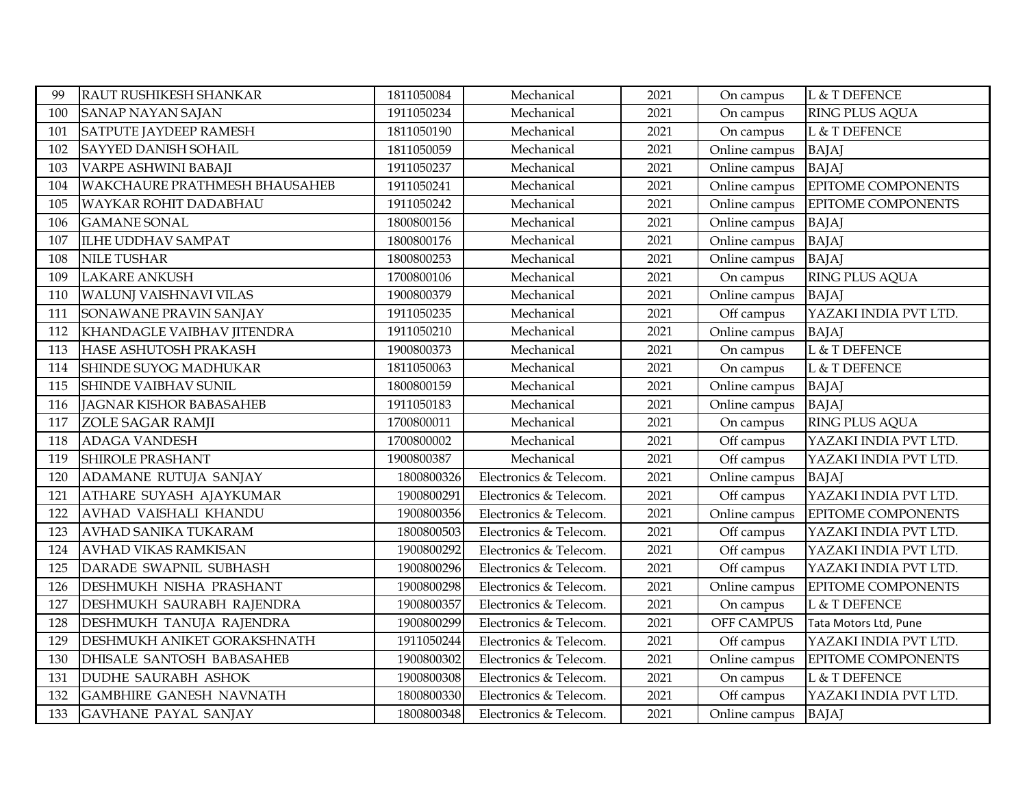| 99 | RAUT RUSHIKESH SHANKAR | 1811050084 | Mechanical | 2021 | On campus | L & T DEFENCE |
|---|---|---|---|---|---|---|
| 100 | SANAP NAYAN SAJAN | 1911050234 | Mechanical | 2021 | On campus | RING PLUS AQUA |
| 101 | SATPUTE JAYDEEP RAMESH | 1811050190 | Mechanical | 2021 | On campus | L & T DEFENCE |
| 102 | SAYYED DANISH SOHAIL | 1811050059 | Mechanical | 2021 | Online campus | BAJAJ |
| 103 | VARPE ASHWINI BABAJI | 1911050237 | Mechanical | 2021 | Online campus | BAJAJ |
| 104 | WAKCHAURE PRATHMESH BHAUSAHEB | 1911050241 | Mechanical | 2021 | Online campus | EPITOME COMPONENTS |
| 105 | WAYKAR ROHIT DADABHAU | 1911050242 | Mechanical | 2021 | Online campus | EPITOME COMPONENTS |
| 106 | GAMANE SONAL | 1800800156 | Mechanical | 2021 | Online campus | BAJAJ |
| 107 | ILHE UDDHAV SAMPAT | 1800800176 | Mechanical | 2021 | Online campus | BAJAJ |
| 108 | NILE TUSHAR | 1800800253 | Mechanical | 2021 | Online campus | BAJAJ |
| 109 | LAKARE ANKUSH | 1700800106 | Mechanical | 2021 | On campus | RING PLUS AQUA |
| 110 | WALUNJ VAISHNAVI VILAS | 1900800379 | Mechanical | 2021 | Online campus | BAJAJ |
| 111 | SONAWANE PRAVIN SANJAY | 1911050235 | Mechanical | 2021 | Off campus | YAZAKI INDIA PVT LTD. |
| 112 | KHANDAGLE VAIBHAV JITENDRA | 1911050210 | Mechanical | 2021 | Online campus | BAJAJ |
| 113 | HASE ASHUTOSH PRAKASH | 1900800373 | Mechanical | 2021 | On campus | L & T DEFENCE |
| 114 | SHINDE SUYOG MADHUKAR | 1811050063 | Mechanical | 2021 | On campus | L & T DEFENCE |
| 115 | SHINDE VAIBHAV SUNIL | 1800800159 | Mechanical | 2021 | Online campus | BAJAJ |
| 116 | JAGNAR KISHOR BABASAHEB | 1911050183 | Mechanical | 2021 | Online campus | BAJAJ |
| 117 | ZOLE SAGAR RAMJI | 1700800011 | Mechanical | 2021 | On campus | RING PLUS AQUA |
| 118 | ADAGA VANDESH | 1700800002 | Mechanical | 2021 | Off campus | YAZAKI INDIA PVT LTD. |
| 119 | SHIROLE PRASHANT | 1900800387 | Mechanical | 2021 | Off campus | YAZAKI INDIA PVT LTD. |
| 120 | ADAMANE RUTUJA SANJAY | 1800800326 | Electronics & Telecom. | 2021 | Online campus | BAJAJ |
| 121 | ATHARE SUYASH AJAYKUMAR | 1900800291 | Electronics & Telecom. | 2021 | Off campus | YAZAKI INDIA PVT LTD. |
| 122 | AVHAD VAISHALI KHANDU | 1900800356 | Electronics & Telecom. | 2021 | Online campus | EPITOME COMPONENTS |
| 123 | AVHAD SANIKA TUKARAM | 1800800503 | Electronics & Telecom. | 2021 | Off campus | YAZAKI INDIA PVT LTD. |
| 124 | AVHAD VIKAS RAMKISAN | 1900800292 | Electronics & Telecom. | 2021 | Off campus | YAZAKI INDIA PVT LTD. |
| 125 | DARADE SWAPNIL SUBHASH | 1900800296 | Electronics & Telecom. | 2021 | Off campus | YAZAKI INDIA PVT LTD. |
| 126 | DESHMUKH NISHA PRASHANT | 1900800298 | Electronics & Telecom. | 2021 | Online campus | EPITOME COMPONENTS |
| 127 | DESHMUKH SAURABH RAJENDRA | 1900800357 | Electronics & Telecom. | 2021 | On campus | L & T DEFENCE |
| 128 | DESHMUKH TANUJA RAJENDRA | 1900800299 | Electronics & Telecom. | 2021 | OFF CAMPUS | Tata Motors Ltd, Pune |
| 129 | DESHMUKH ANIKET GORAKSHNATH | 1911050244 | Electronics & Telecom. | 2021 | Off campus | YAZAKI INDIA PVT LTD. |
| 130 | DHISALE SANTOSH BABASAHEB | 1900800302 | Electronics & Telecom. | 2021 | Online campus | EPITOME COMPONENTS |
| 131 | DUDHE SAURABH ASHOK | 1900800308 | Electronics & Telecom. | 2021 | On campus | L & T DEFENCE |
| 132 | GAMBHIRE GANESH NAVNATH | 1800800330 | Electronics & Telecom. | 2021 | Off campus | YAZAKI INDIA PVT LTD. |
| 133 | GAVHANE PAYAL SANJAY | 1800800348 | Electronics & Telecom. | 2021 | Online campus | BAJAJ |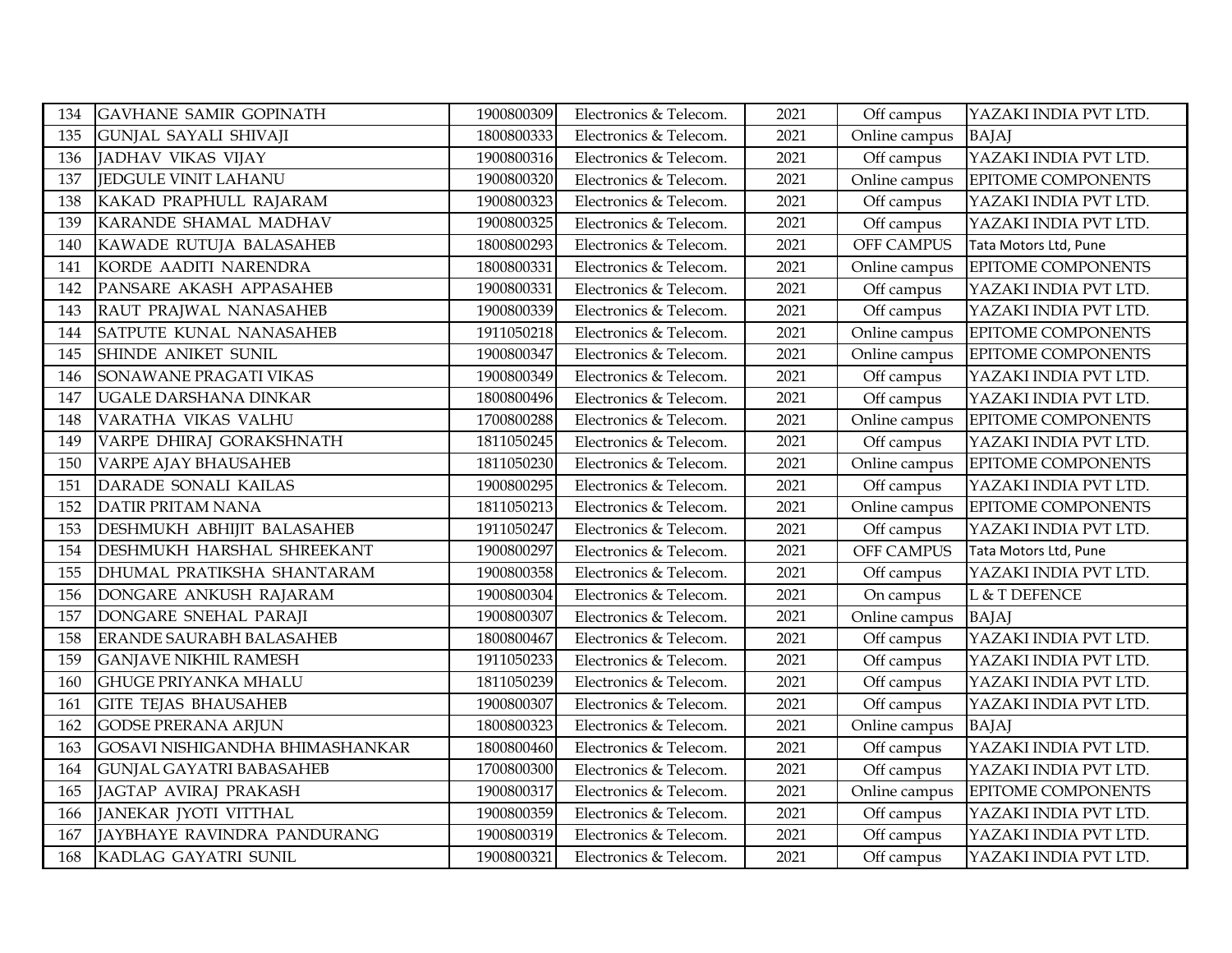| 134 | GAVHANE SAMIR GOPINATH | 1900800309 | Electronics & Telecom. | 2021 | Off campus | YAZAKI INDIA PVT LTD. |
|---|---|---|---|---|---|---|
| 135 | GUNJAL SAYALI SHIVAJI | 1800800333 | Electronics & Telecom. | 2021 | Online campus | BAJAJ |
| 136 | JADHAV VIKAS VIJAY | 1900800316 | Electronics & Telecom. | 2021 | Off campus | YAZAKI INDIA PVT LTD. |
| 137 | JEDGULE VINIT LAHANU | 1900800320 | Electronics & Telecom. | 2021 | Online campus | EPITOME COMPONENTS |
| 138 | KAKAD PRAPHULL RAJARAM | 1900800323 | Electronics & Telecom. | 2021 | Off campus | YAZAKI INDIA PVT LTD. |
| 139 | KARANDE SHAMAL MADHAV | 1900800325 | Electronics & Telecom. | 2021 | Off campus | YAZAKI INDIA PVT LTD. |
| 140 | KAWADE RUTUJA BALASAHEB | 1800800293 | Electronics & Telecom. | 2021 | OFF CAMPUS | Tata Motors Ltd, Pune |
| 141 | KORDE AADITI NARENDRA | 1800800331 | Electronics & Telecom. | 2021 | Online campus | EPITOME COMPONENTS |
| 142 | PANSARE AKASH APPASAHEB | 1900800331 | Electronics & Telecom. | 2021 | Off campus | YAZAKI INDIA PVT LTD. |
| 143 | RAUT PRAJWAL NANASAHEB | 1900800339 | Electronics & Telecom. | 2021 | Off campus | YAZAKI INDIA PVT LTD. |
| 144 | SATPUTE KUNAL NANASAHEB | 1911050218 | Electronics & Telecom. | 2021 | Online campus | EPITOME COMPONENTS |
| 145 | SHINDE ANIKET SUNIL | 1900800347 | Electronics & Telecom. | 2021 | Online campus | EPITOME COMPONENTS |
| 146 | SONAWANE PRAGATI VIKAS | 1900800349 | Electronics & Telecom. | 2021 | Off campus | YAZAKI INDIA PVT LTD. |
| 147 | UGALE DARSHANA DINKAR | 1800800496 | Electronics & Telecom. | 2021 | Off campus | YAZAKI INDIA PVT LTD. |
| 148 | VARATHA VIKAS VALHU | 1700800288 | Electronics & Telecom. | 2021 | Online campus | EPITOME COMPONENTS |
| 149 | VARPE DHIRAJ GORAKSHNATH | 1811050245 | Electronics & Telecom. | 2021 | Off campus | YAZAKI INDIA PVT LTD. |
| 150 | VARPE AJAY BHAUSAHEB | 1811050230 | Electronics & Telecom. | 2021 | Online campus | EPITOME COMPONENTS |
| 151 | DARADE SONALI KAILAS | 1900800295 | Electronics & Telecom. | 2021 | Off campus | YAZAKI INDIA PVT LTD. |
| 152 | DATIR PRITAM NANA | 1811050213 | Electronics & Telecom. | 2021 | Online campus | EPITOME COMPONENTS |
| 153 | DESHMUKH ABHIJIT BALASAHEB | 1911050247 | Electronics & Telecom. | 2021 | Off campus | YAZAKI INDIA PVT LTD. |
| 154 | DESHMUKH HARSHAL SHREEKANT | 1900800297 | Electronics & Telecom. | 2021 | OFF CAMPUS | Tata Motors Ltd, Pune |
| 155 | DHUMAL PRATIKSHA SHANTARAM | 1900800358 | Electronics & Telecom. | 2021 | Off campus | YAZAKI INDIA PVT LTD. |
| 156 | DONGARE ANKUSH RAJARAM | 1900800304 | Electronics & Telecom. | 2021 | On campus | L & T DEFENCE |
| 157 | DONGARE SNEHAL PARAJI | 1900800307 | Electronics & Telecom. | 2021 | Online campus | BAJAJ |
| 158 | ERANDE SAURABH BALASAHEB | 1800800467 | Electronics & Telecom. | 2021 | Off campus | YAZAKI INDIA PVT LTD. |
| 159 | GANJAVE NIKHIL RAMESH | 1911050233 | Electronics & Telecom. | 2021 | Off campus | YAZAKI INDIA PVT LTD. |
| 160 | GHUGE PRIYANKA MHALU | 1811050239 | Electronics & Telecom. | 2021 | Off campus | YAZAKI INDIA PVT LTD. |
| 161 | GITE TEJAS BHAUSAHEB | 1900800307 | Electronics & Telecom. | 2021 | Off campus | YAZAKI INDIA PVT LTD. |
| 162 | GODSE PRERANA ARJUN | 1800800323 | Electronics & Telecom. | 2021 | Online campus | BAJAJ |
| 163 | GOSAVI NISHIGANDHA BHIMASHANKAR | 1800800460 | Electronics & Telecom. | 2021 | Off campus | YAZAKI INDIA PVT LTD. |
| 164 | GUNJAL GAYATRI BABASAHEB | 1700800300 | Electronics & Telecom. | 2021 | Off campus | YAZAKI INDIA PVT LTD. |
| 165 | JAGTAP AVIRAJ PRAKASH | 1900800317 | Electronics & Telecom. | 2021 | Online campus | EPITOME COMPONENTS |
| 166 | JANEKAR JYOTI VITTHAL | 1900800359 | Electronics & Telecom. | 2021 | Off campus | YAZAKI INDIA PVT LTD. |
| 167 | JAYBHAYE RAVINDRA PANDURANG | 1900800319 | Electronics & Telecom. | 2021 | Off campus | YAZAKI INDIA PVT LTD. |
| 168 | KADLAG GAYATRI SUNIL | 1900800321 | Electronics & Telecom. | 2021 | Off campus | YAZAKI INDIA PVT LTD. |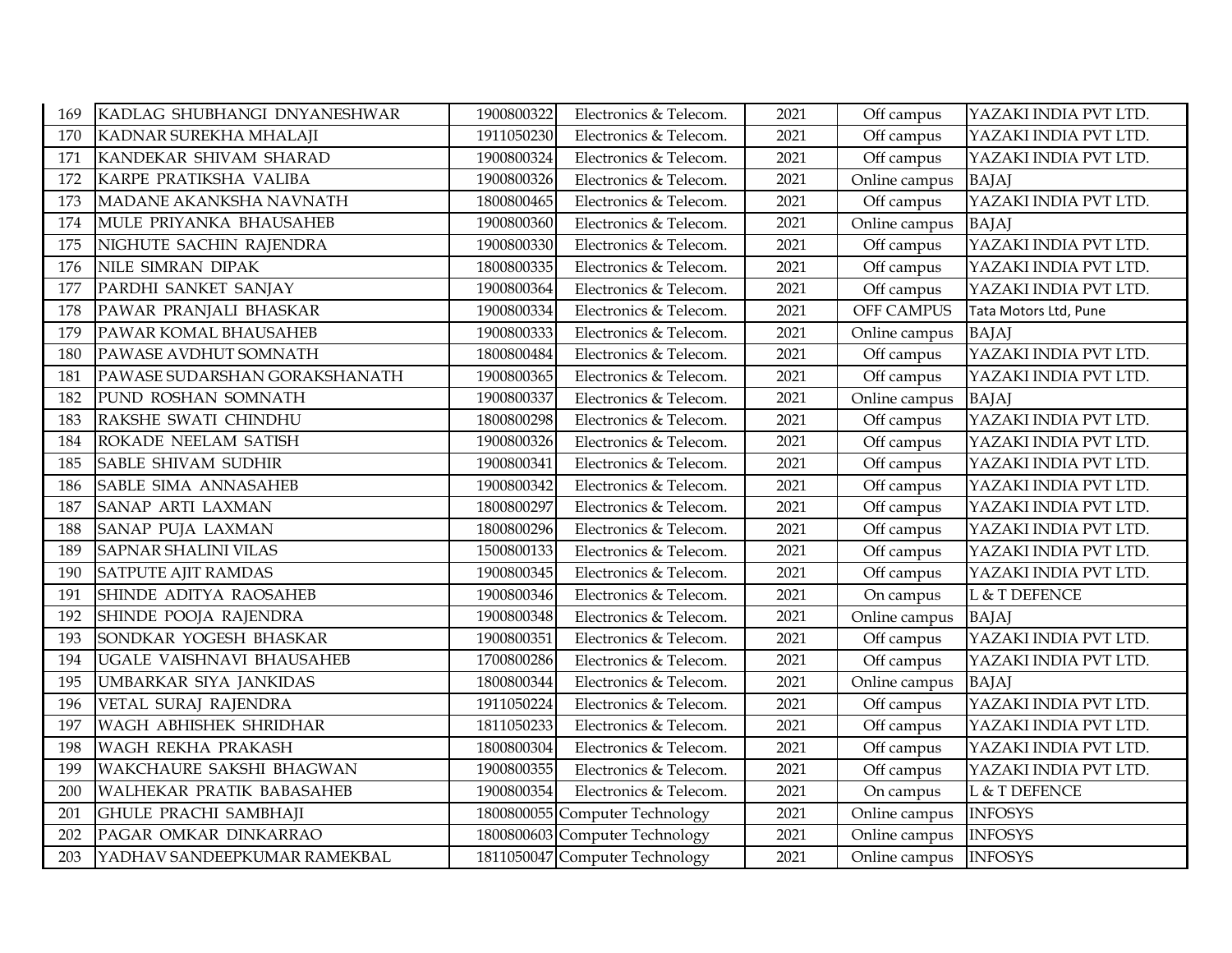| 169 | KADLAG SHUBHANGI DNYANESHWAR | 1900800322 | Electronics & Telecom. | 2021 | Off campus | YAZAKI INDIA PVT LTD. |
|---|---|---|---|---|---|---|
| 170 | KADNAR SUREKHA MHALAJI | 1911050230 | Electronics & Telecom. | 2021 | Off campus | YAZAKI INDIA PVT LTD. |
| 171 | KANDEKAR SHIVAM SHARAD | 1900800324 | Electronics & Telecom. | 2021 | Off campus | YAZAKI INDIA PVT LTD. |
| 172 | KARPE PRATIKSHA VALIBA | 1900800326 | Electronics & Telecom. | 2021 | Online campus | BAJAJ |
| 173 | MADANE AKANKSHA NAVNATH | 1800800465 | Electronics & Telecom. | 2021 | Off campus | YAZAKI INDIA PVT LTD. |
| 174 | MULE PRIYANKA BHAUSAHEB | 1900800360 | Electronics & Telecom. | 2021 | Online campus | BAJAJ |
| 175 | NIGHUTE SACHIN RAJENDRA | 1900800330 | Electronics & Telecom. | 2021 | Off campus | YAZAKI INDIA PVT LTD. |
| 176 | NILE SIMRAN DIPAK | 1800800335 | Electronics & Telecom. | 2021 | Off campus | YAZAKI INDIA PVT LTD. |
| 177 | PARDHI SANKET SANJAY | 1900800364 | Electronics & Telecom. | 2021 | Off campus | YAZAKI INDIA PVT LTD. |
| 178 | PAWAR PRANJALI BHASKAR | 1900800334 | Electronics & Telecom. | 2021 | OFF CAMPUS | Tata Motors Ltd, Pune |
| 179 | PAWAR KOMAL BHAUSAHEB | 1900800333 | Electronics & Telecom. | 2021 | Online campus | BAJAJ |
| 180 | PAWASE AVDHUT SOMNATH | 1800800484 | Electronics & Telecom. | 2021 | Off campus | YAZAKI INDIA PVT LTD. |
| 181 | PAWASE SUDARSHAN GORAKSHANATH | 1900800365 | Electronics & Telecom. | 2021 | Off campus | YAZAKI INDIA PVT LTD. |
| 182 | PUND ROSHAN SOMNATH | 1900800337 | Electronics & Telecom. | 2021 | Online campus | BAJAJ |
| 183 | RAKSHE SWATI CHINDHU | 1800800298 | Electronics & Telecom. | 2021 | Off campus | YAZAKI INDIA PVT LTD. |
| 184 | ROKADE NEELAM SATISH | 1900800326 | Electronics & Telecom. | 2021 | Off campus | YAZAKI INDIA PVT LTD. |
| 185 | SABLE SHIVAM SUDHIR | 1900800341 | Electronics & Telecom. | 2021 | Off campus | YAZAKI INDIA PVT LTD. |
| 186 | SABLE SIMA ANNASAHEB | 1900800342 | Electronics & Telecom. | 2021 | Off campus | YAZAKI INDIA PVT LTD. |
| 187 | SANAP ARTI LAXMAN | 1800800297 | Electronics & Telecom. | 2021 | Off campus | YAZAKI INDIA PVT LTD. |
| 188 | SANAP PUJA LAXMAN | 1800800296 | Electronics & Telecom. | 2021 | Off campus | YAZAKI INDIA PVT LTD. |
| 189 | SAPNAR SHALINI VILAS | 1500800133 | Electronics & Telecom. | 2021 | Off campus | YAZAKI INDIA PVT LTD. |
| 190 | SATPUTE AJIT RAMDAS | 1900800345 | Electronics & Telecom. | 2021 | Off campus | YAZAKI INDIA PVT LTD. |
| 191 | SHINDE ADITYA RAOSAHEB | 1900800346 | Electronics & Telecom. | 2021 | On campus | L & T DEFENCE |
| 192 | SHINDE POOJA RAJENDRA | 1900800348 | Electronics & Telecom. | 2021 | Online campus | BAJAJ |
| 193 | SONDKAR YOGESH BHASKAR | 1900800351 | Electronics & Telecom. | 2021 | Off campus | YAZAKI INDIA PVT LTD. |
| 194 | UGALE VAISHNAVI BHAUSAHEB | 1700800286 | Electronics & Telecom. | 2021 | Off campus | YAZAKI INDIA PVT LTD. |
| 195 | UMBARKAR SIYA JANKIDAS | 1800800344 | Electronics & Telecom. | 2021 | Online campus | BAJAJ |
| 196 | VETAL SURAJ RAJENDRA | 1911050224 | Electronics & Telecom. | 2021 | Off campus | YAZAKI INDIA PVT LTD. |
| 197 | WAGH ABHISHEK SHRIDHAR | 1811050233 | Electronics & Telecom. | 2021 | Off campus | YAZAKI INDIA PVT LTD. |
| 198 | WAGH REKHA PRAKASH | 1800800304 | Electronics & Telecom. | 2021 | Off campus | YAZAKI INDIA PVT LTD. |
| 199 | WAKCHAURE SAKSHI BHAGWAN | 1900800355 | Electronics & Telecom. | 2021 | Off campus | YAZAKI INDIA PVT LTD. |
| 200 | WALHEKAR PRATIK BABASAHEB | 1900800354 | Electronics & Telecom. | 2021 | On campus | L & T DEFENCE |
| 201 | GHULE PRACHI SAMBHAJI | 1800800055 | Computer Technology | 2021 | Online campus | INFOSYS |
| 202 | PAGAR OMKAR DINKARRAO | 1800800603 | Computer Technology | 2021 | Online campus | INFOSYS |
| 203 | YADHAV SANDEEPKUMAR RAMEKBAL | 1811050047 | Computer Technology | 2021 | Online campus | INFOSYS |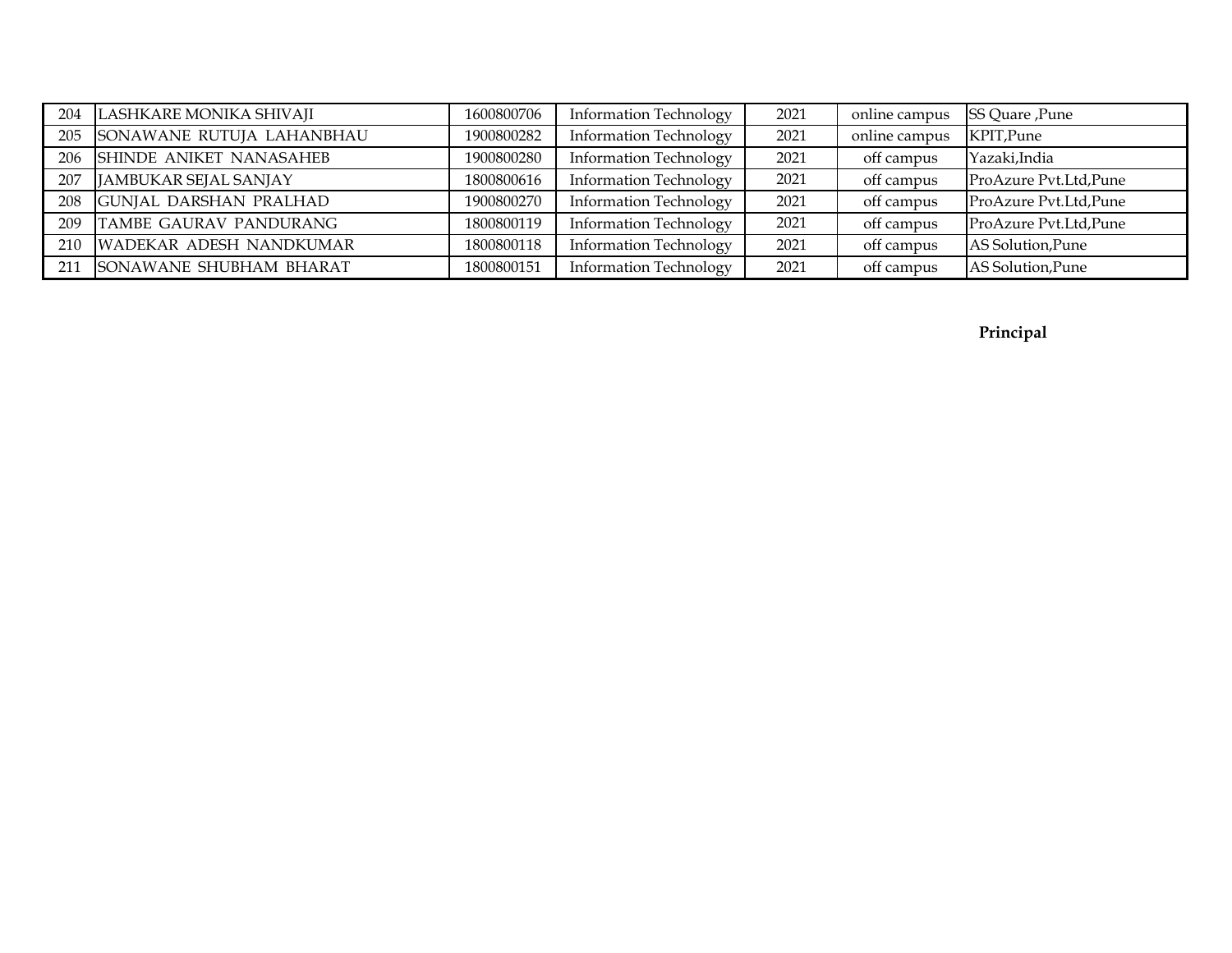| | | | | | | |
|---|---|---|---|---|---|---|
| 204 | LASHKARE MONIKA SHIVAJI | 1600800706 | Information Technology | 2021 | online campus | SS Quare ,Pune |
| 205 | SONAWANE RUTUJA LAHANBHAU | 1900800282 | Information Technology | 2021 | online campus | KPIT,Pune |
| 206 | SHINDE ANIKET NANASAHEB | 1900800280 | Information Technology | 2021 | off campus | Yazaki,India |
| 207 | JAMBUKAR SEJAL SANJAY | 1800800616 | Information Technology | 2021 | off campus | ProAzure Pvt.Ltd,Pune |
| 208 | GUNJAL DARSHAN PRALHAD | 1900800270 | Information Technology | 2021 | off campus | ProAzure Pvt.Ltd,Pune |
| 209 | TAMBE GAURAV PANDURANG | 1800800119 | Information Technology | 2021 | off campus | ProAzure Pvt.Ltd,Pune |
| 210 | WADEKAR ADESH NANDKUMAR | 1800800118 | Information Technology | 2021 | off campus | AS Solution,Pune |
| 211 | SONAWANE SHUBHAM BHARAT | 1800800151 | Information Technology | 2021 | off campus | AS Solution,Pune |

**Principal**